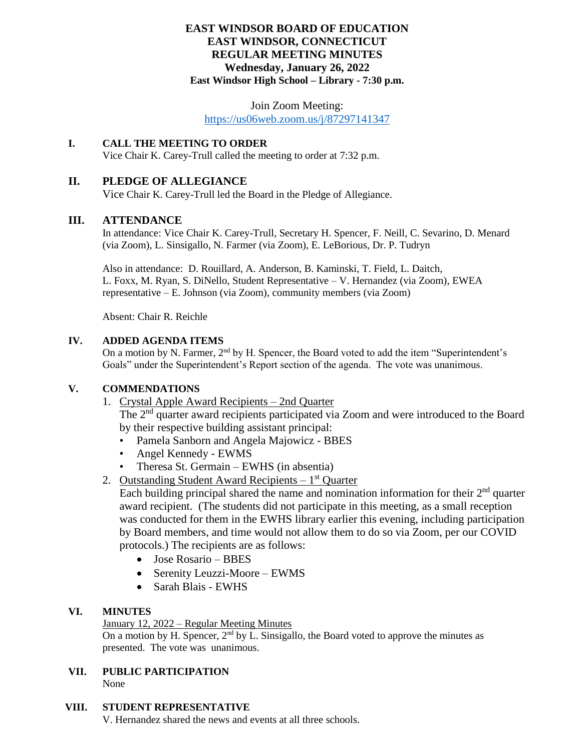# EAST WINDSOR BOARD OF EDUCATION
# EAST WINDSOR, CONNECTICUT
# REGULAR MEETING MINUTES
**Wednesday, January 26, 2022**
**East Windsor High School – Library - 7:30 p.m.**

Join Zoom Meeting:
https://us06web.zoom.us/j/87297141347

## I. CALL THE MEETING TO ORDER

Vice Chair K. Carey-Trull called the meeting to order at 7:32 p.m.

## II. PLEDGE OF ALLEGIANCE

Vice Chair K. Carey-Trull led the Board in the Pledge of Allegiance.

## III. ATTENDANCE

In attendance: Vice Chair K. Carey-Trull, Secretary H. Spencer, F. Neill, C. Sevarino, D. Menard (via Zoom), L. Sinsigallo, N. Farmer (via Zoom), E. LeBorious, Dr. P. Tudryn

Also in attendance: D. Rouillard, A. Anderson, B. Kaminski, T. Field, L. Daitch, L. Foxx, M. Ryan, S. DiNello, Student Representative – V. Hernandez (via Zoom), EWEA representative – E. Johnson (via Zoom), community members (via Zoom)

Absent: Chair R. Reichle

## IV. ADDED AGENDA ITEMS

On a motion by N. Farmer, 2nd by H. Spencer, the Board voted to add the item "Superintendent's Goals" under the Superintendent's Report section of the agenda. The vote was unanimous.

## V. COMMENDATIONS

1. Crystal Apple Award Recipients – 2nd Quarter
   The 2nd quarter award recipients participated via Zoom and were introduced to the Board by their respective building assistant principal:
   - Pamela Sanborn and Angela Majowicz - BBES
   - Angel Kennedy - EWMS
   - Theresa St. Germain – EWHS (in absentia)
2. Outstanding Student Award Recipients – 1st Quarter
   Each building principal shared the name and nomination information for their 2nd quarter award recipient. (The students did not participate in this meeting, as a small reception was conducted for them in the EWHS library earlier this evening, including participation by Board members, and time would not allow them to do so via Zoom, per our COVID protocols.) The recipients are as follows:
   - Jose Rosario – BBES
   - Serenity Leuzzi-Moore – EWMS
   - Sarah Blais - EWHS

## VI. MINUTES

January 12, 2022 – Regular Meeting Minutes
On a motion by H. Spencer, 2nd by L. Sinsigallo, the Board voted to approve the minutes as presented. The vote was unanimous.

## VII. PUBLIC PARTICIPATION

None

## VIII. STUDENT REPRESENTATIVE

V. Hernandez shared the news and events at all three schools.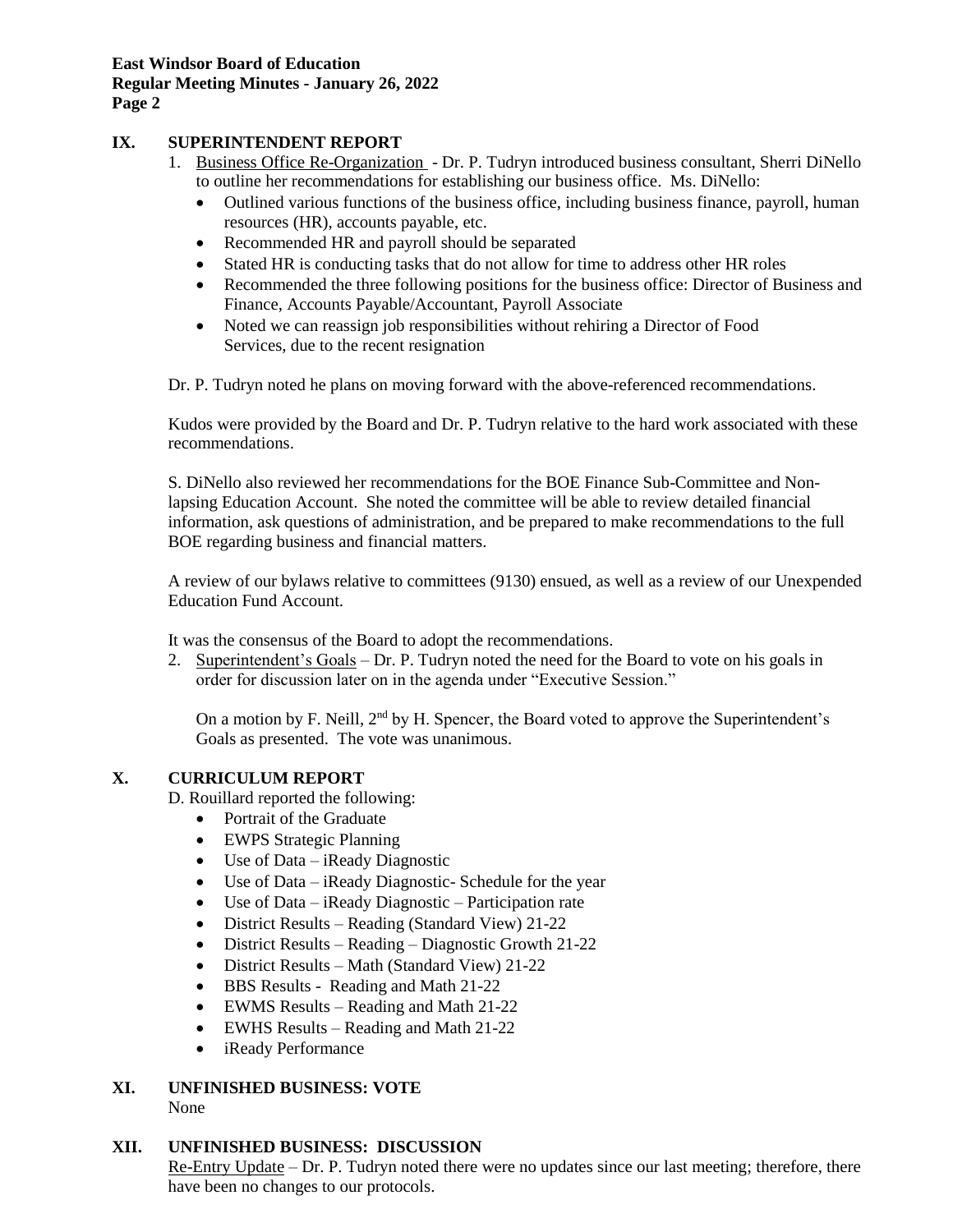## IX. SUPERINTENDENT REPORT

1. Business Office Re-Organization - Dr. P. Tudryn introduced business consultant, Sherri DiNello to outline her recommendations for establishing our business office. Ms. DiNello:
   - Outlined various functions of the business office, including business finance, payroll, human resources (HR), accounts payable, etc.
   - Recommended HR and payroll should be separated
   - Stated HR is conducting tasks that do not allow for time to address other HR roles
   - Recommended the three following positions for the business office: Director of Business and Finance, Accounts Payable/Accountant, Payroll Associate
   - Noted we can reassign job responsibilities without rehiring a Director of Food Services, due to the recent resignation

   Dr. P. Tudryn noted he plans on moving forward with the above-referenced recommendations.

   Kudos were provided by the Board and Dr. P. Tudryn relative to the hard work associated with these recommendations.

   S. DiNello also reviewed her recommendations for the BOE Finance Sub-Committee and Non-lapsing Education Account. She noted the committee will be able to review detailed financial information, ask questions of administration, and be prepared to make recommendations to the full BOE regarding business and financial matters.

   A review of our bylaws relative to committees (9130) ensued, as well as a review of our Unexpended Education Fund Account.

   It was the consensus of the Board to adopt the recommendations.

2. Superintendent's Goals – Dr. P. Tudryn noted the need for the Board to vote on his goals in order for discussion later on in the agenda under "Executive Session."

   On a motion by F. Neill, 2nd by H. Spencer, the Board voted to approve the Superintendent's Goals as presented. The vote was unanimous.

## X. CURRICULUM REPORT

D. Rouillard reported the following:

- Portrait of the Graduate
- EWPS Strategic Planning
- Use of Data – iReady Diagnostic
- Use of Data – iReady Diagnostic- Schedule for the year
- Use of Data – iReady Diagnostic – Participation rate
- District Results – Reading (Standard View) 21-22
- District Results – Reading – Diagnostic Growth 21-22
- District Results – Math (Standard View) 21-22
- BBS Results - Reading and Math 21-22
- EWMS Results – Reading and Math 21-22
- EWHS Results – Reading and Math 21-22
- iReady Performance

## XI. UNFINISHED BUSINESS: VOTE

None

## XII. UNFINISHED BUSINESS: DISCUSSION

Re-Entry Update – Dr. P. Tudryn noted there were no updates since our last meeting; therefore, there have been no changes to our protocols.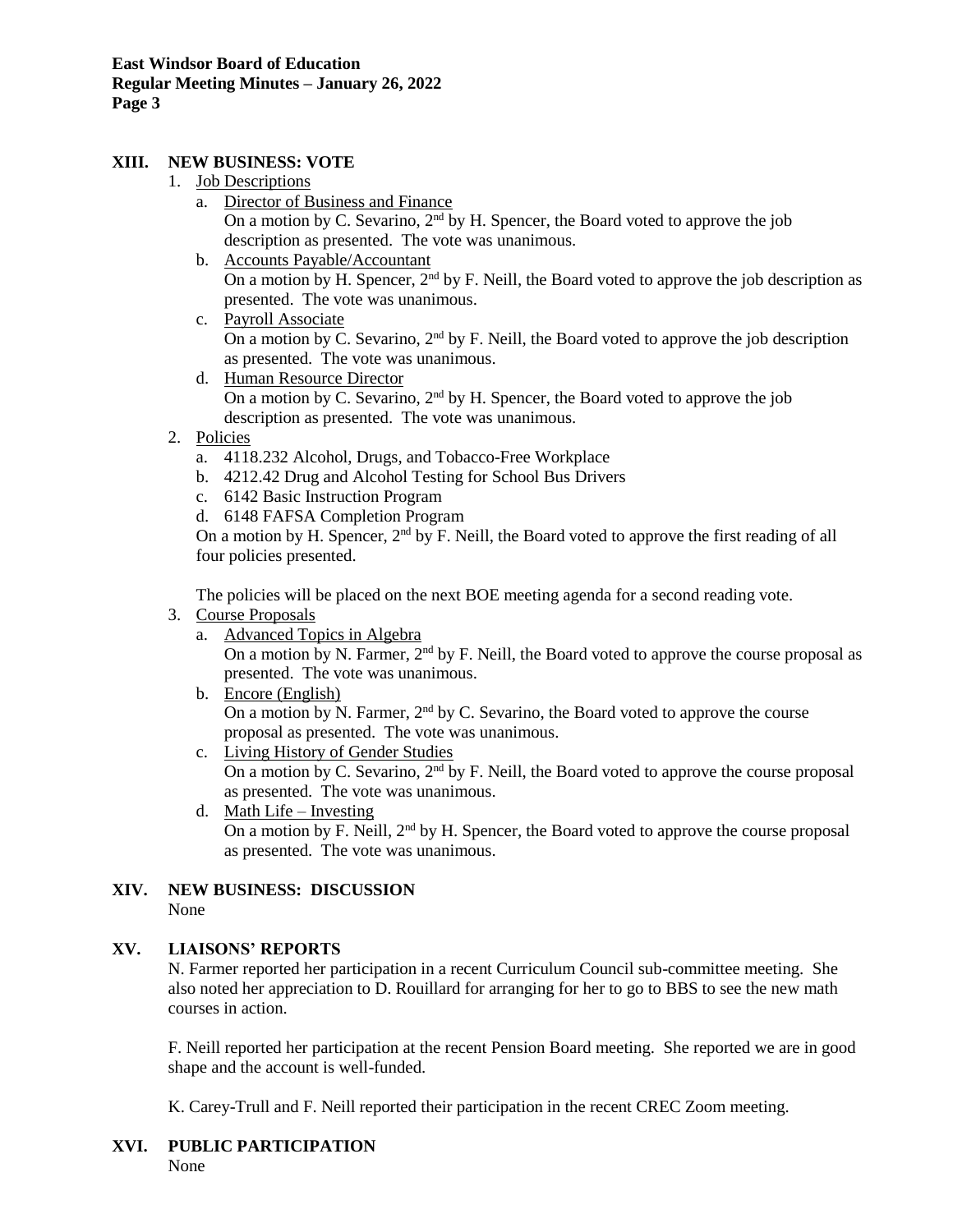## XIII. NEW BUSINESS: VOTE

1. Job Descriptions
   a. Director of Business and Finance
      On a motion by C. Sevarino, 2nd by H. Spencer, the Board voted to approve the job description as presented. The vote was unanimous.
   b. Accounts Payable/Accountant
      On a motion by H. Spencer, 2nd by F. Neill, the Board voted to approve the job description as presented. The vote was unanimous.
   c. Payroll Associate
      On a motion by C. Sevarino, 2nd by F. Neill, the Board voted to approve the job description as presented. The vote was unanimous.
   d. Human Resource Director
      On a motion by C. Sevarino, 2nd by H. Spencer, the Board voted to approve the job description as presented. The vote was unanimous.
2. Policies
   a. 4118.232 Alcohol, Drugs, and Tobacco-Free Workplace
   b. 4212.42 Drug and Alcohol Testing for School Bus Drivers
   c. 6142 Basic Instruction Program
   d. 6148 FAFSA Completion Program

   On a motion by H. Spencer, 2nd by F. Neill, the Board voted to approve the first reading of all four policies presented.

   The policies will be placed on the next BOE meeting agenda for a second reading vote.
3. Course Proposals
   a. Advanced Topics in Algebra
      On a motion by N. Farmer, 2nd by F. Neill, the Board voted to approve the course proposal as presented. The vote was unanimous.
   b. Encore (English)
      On a motion by N. Farmer, 2nd by C. Sevarino, the Board voted to approve the course proposal as presented. The vote was unanimous.
   c. Living History of Gender Studies
      On a motion by C. Sevarino, 2nd by F. Neill, the Board voted to approve the course proposal as presented. The vote was unanimous.
   d. Math Life – Investing
      On a motion by F. Neill, 2nd by H. Spencer, the Board voted to approve the course proposal as presented. The vote was unanimous.

## XIV. NEW BUSINESS: DISCUSSION

None

## XV. LIAISONS' REPORTS

N. Farmer reported her participation in a recent Curriculum Council sub-committee meeting. She also noted her appreciation to D. Rouillard for arranging for her to go to BBS to see the new math courses in action.

F. Neill reported her participation at the recent Pension Board meeting. She reported we are in good shape and the account is well-funded.

K. Carey-Trull and F. Neill reported their participation in the recent CREC Zoom meeting.

## XVI. PUBLIC PARTICIPATION

None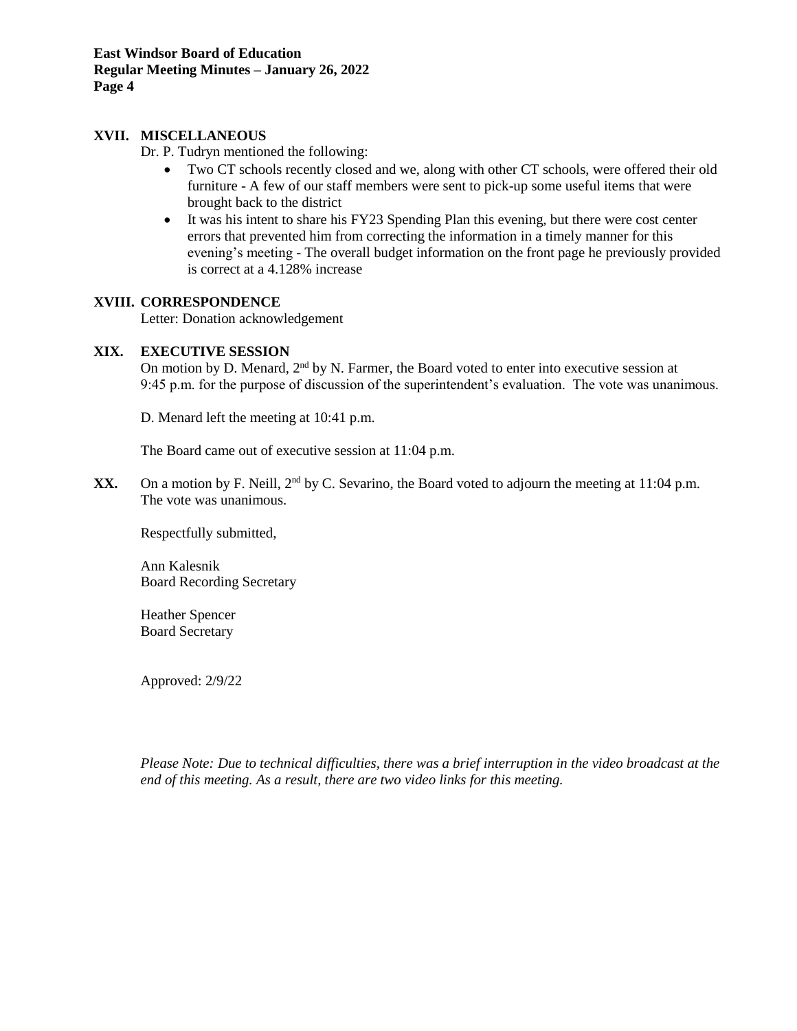## XVII. MISCELLANEOUS

Dr. P. Tudryn mentioned the following:

- Two CT schools recently closed and we, along with other CT schools, were offered their old furniture - A few of our staff members were sent to pick-up some useful items that were brought back to the district
- It was his intent to share his FY23 Spending Plan this evening, but there were cost center errors that prevented him from correcting the information in a timely manner for this evening's meeting - The overall budget information on the front page he previously provided is correct at a 4.128% increase

## XVIII. CORRESPONDENCE

Letter: Donation acknowledgement

## XIX. EXECUTIVE SESSION

On motion by D. Menard, 2nd by N. Farmer, the Board voted to enter into executive session at 9:45 p.m. for the purpose of discussion of the superintendent's evaluation. The vote was unanimous.

D. Menard left the meeting at 10:41 p.m.

The Board came out of executive session at 11:04 p.m.

**XX.** On a motion by F. Neill, 2nd by C. Sevarino, the Board voted to adjourn the meeting at 11:04 p.m. The vote was unanimous.

Respectfully submitted,

Ann Kalesnik
Board Recording Secretary

Heather Spencer
Board Secretary

Approved: 2/9/22

*Please Note: Due to technical difficulties, there was a brief interruption in the video broadcast at the end of this meeting. As a result, there are two video links for this meeting.*